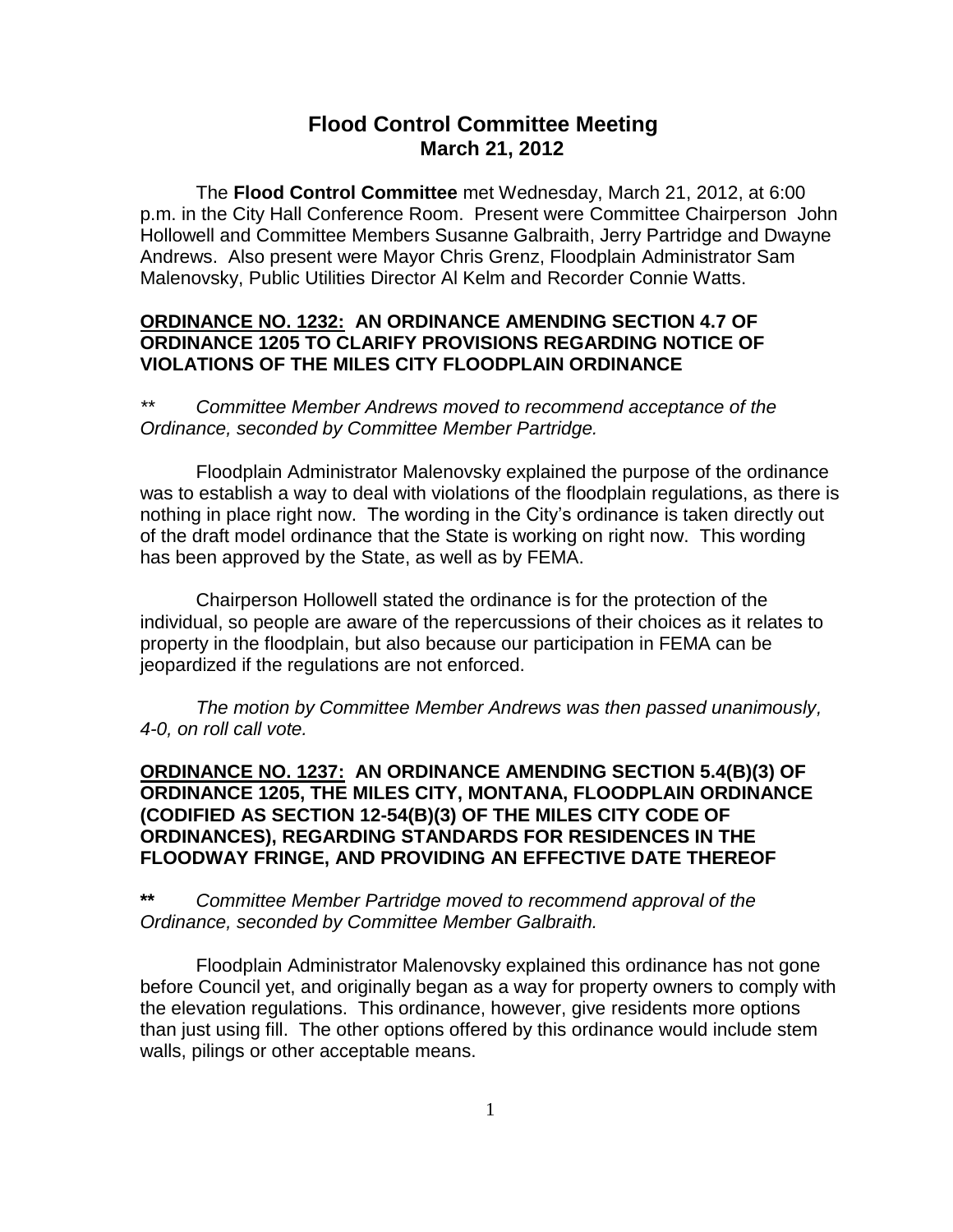# Flood Control Committee Meeting
## March 21, 2012

The **Flood Control Committee** met Wednesday, March 21, 2012, at 6:00 p.m. in the City Hall Conference Room. Present were Committee Chairperson John Hollowell and Committee Members Susanne Galbraith, Jerry Partridge and Dwayne Andrews. Also present were Mayor Chris Grenz, Floodplain Administrator Sam Malenovsky, Public Utilities Director Al Kelm and Recorder Connie Watts.

**ORDINANCE NO. 1232: AN ORDINANCE AMENDING SECTION 4.7 OF ORDINANCE 1205 TO CLARIFY PROVISIONS REGARDING NOTICE OF VIOLATIONS OF THE MILES CITY FLOODPLAIN ORDINANCE**

** *Committee Member Andrews moved to recommend acceptance of the Ordinance, seconded by Committee Member Partridge.*

Floodplain Administrator Malenovsky explained the purpose of the ordinance was to establish a way to deal with violations of the floodplain regulations, as there is nothing in place right now. The wording in the City's ordinance is taken directly out of the draft model ordinance that the State is working on right now. This wording has been approved by the State, as well as by FEMA.

Chairperson Hollowell stated the ordinance is for the protection of the individual, so people are aware of the repercussions of their choices as it relates to property in the floodplain, but also because our participation in FEMA can be jeopardized if the regulations are not enforced.

*The motion by Committee Member Andrews was then passed unanimously, 4-0, on roll call vote.*

**ORDINANCE NO. 1237: AN ORDINANCE AMENDING SECTION 5.4(B)(3) OF ORDINANCE 1205, THE MILES CITY, MONTANA, FLOODPLAIN ORDINANCE (CODIFIED AS SECTION 12-54(B)(3) OF THE MILES CITY CODE OF ORDINANCES), REGARDING STANDARDS FOR RESIDENCES IN THE FLOODWAY FRINGE, AND PROVIDING AN EFFECTIVE DATE THEREOF**

**\*\*** *Committee Member Partridge moved to recommend approval of the Ordinance, seconded by Committee Member Galbraith.*

Floodplain Administrator Malenovsky explained this ordinance has not gone before Council yet, and originally began as a way for property owners to comply with the elevation regulations. This ordinance, however, give residents more options than just using fill. The other options offered by this ordinance would include stem walls, pilings or other acceptable means.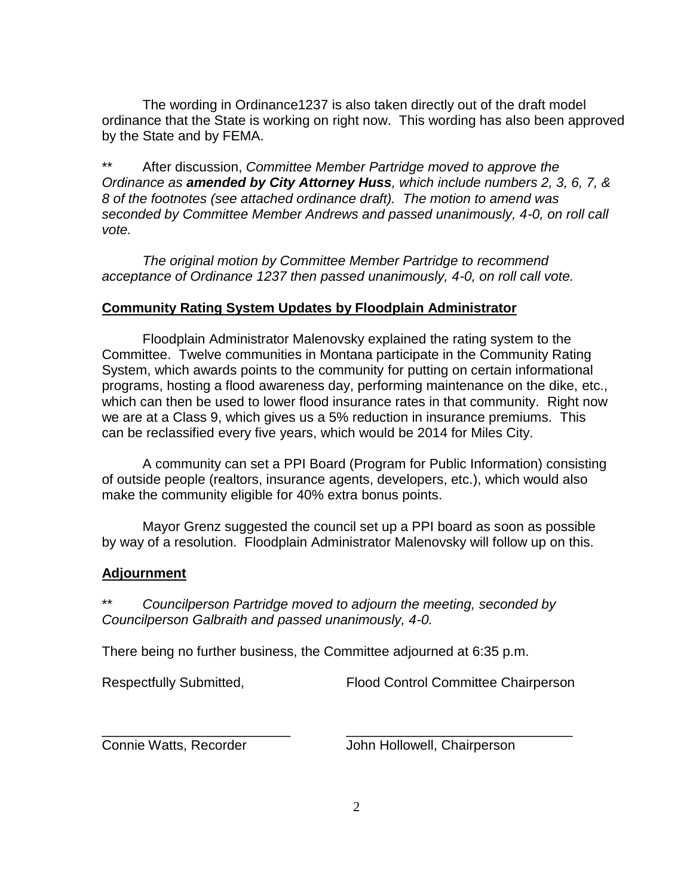The wording in Ordinance1237 is also taken directly out of the draft model ordinance that the State is working on right now. This wording has also been approved by the State and by FEMA.

** After discussion, *Committee Member Partridge moved to approve the Ordinance as **amended by City Attorney Huss**, which include numbers 2, 3, 6, 7, & 8 of the footnotes (see attached ordinance draft). The motion to amend was seconded by Committee Member Andrews and passed unanimously, 4-0, on roll call vote.*

*The original motion by Committee Member Partridge to recommend acceptance of Ordinance 1237 then passed unanimously, 4-0, on roll call vote.*

**Community Rating System Updates by Floodplain Administrator**

Floodplain Administrator Malenovsky explained the rating system to the Committee. Twelve communities in Montana participate in the Community Rating System, which awards points to the community for putting on certain informational programs, hosting a flood awareness day, performing maintenance on the dike, etc., which can then be used to lower flood insurance rates in that community. Right now we are at a Class 9, which gives us a 5% reduction in insurance premiums. This can be reclassified every five years, which would be 2014 for Miles City.

A community can set a PPI Board (Program for Public Information) consisting of outside people (realtors, insurance agents, developers, etc.), which would also make the community eligible for 40% extra bonus points.

Mayor Grenz suggested the council set up a PPI board as soon as possible by way of a resolution. Floodplain Administrator Malenovsky will follow up on this.

**Adjournment**

** *Councilperson Partridge moved to adjourn the meeting, seconded by Councilperson Galbraith and passed unanimously, 4-0.*

There being no further business, the Committee adjourned at 6:35 p.m.

Respectfully Submitted, Flood Control Committee Chairperson

\_\_\_\_\_\_\_\_\_\_\_\_\_\_\_\_\_\_\_\_\_\_\_\_\_\_ \_\_\_\_\_\_\_\_\_\_\_\_\_\_\_\_\_\_\_\_\_\_\_\_\_\_\_\_\_\_\_\_

Connie Watts, Recorder John Hollowell, Chairperson